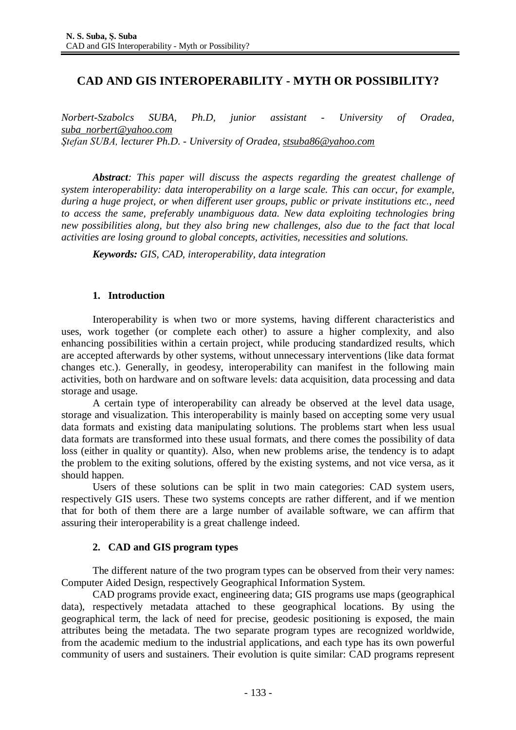# CAD AND GIS INTEROPERABILITY - MYTH OR POSSIBILITY?

*Norbert-Szabolcs SUBA, Ph.D, junior assistant - University of Oradea, suba_norbert@yahoo.com*
*Ştefan SUBA, lecturer Ph.D. - University of Oradea, stsuba86@yahoo.com*

***Abstract**: This paper will discuss the aspects regarding the greatest challenge of system interoperability: data interoperability on a large scale. This can occur, for example, during a huge project, or when different user groups, public or private institutions etc., need to access the same, preferably unambiguous data. New data exploiting technologies bring new possibilities along, but they also bring new challenges, also due to the fact that local activities are losing ground to global concepts, activities, necessities and solutions.*

***Keywords:** GIS, CAD, interoperability, data integration*

## 1. Introduction

Interoperability is when two or more systems, having different characteristics and uses, work together (or complete each other) to assure a higher complexity, and also enhancing possibilities within a certain project, while producing standardized results, which are accepted afterwards by other systems, without unnecessary interventions (like data format changes etc.). Generally, in geodesy, interoperability can manifest in the following main activities, both on hardware and on software levels: data acquisition, data processing and data storage and usage.

A certain type of interoperability can already be observed at the level data usage, storage and visualization. This interoperability is mainly based on accepting some very usual data formats and existing data manipulating solutions. The problems start when less usual data formats are transformed into these usual formats, and there comes the possibility of data loss (either in quality or quantity). Also, when new problems arise, the tendency is to adapt the problem to the exiting solutions, offered by the existing systems, and not vice versa, as it should happen.

Users of these solutions can be split in two main categories: CAD system users, respectively GIS users. These two systems concepts are rather different, and if we mention that for both of them there are a large number of available software, we can affirm that assuring their interoperability is a great challenge indeed.

## 2. CAD and GIS program types

The different nature of the two program types can be observed from their very names: Computer Aided Design, respectively Geographical Information System.

CAD programs provide exact, engineering data; GIS programs use maps (geographical data), respectively metadata attached to these geographical locations. By using the geographical term, the lack of need for precise, geodesic positioning is exposed, the main attributes being the metadata. The two separate program types are recognized worldwide, from the academic medium to the industrial applications, and each type has its own powerful community of users and sustainers. Their evolution is quite similar: CAD programs represent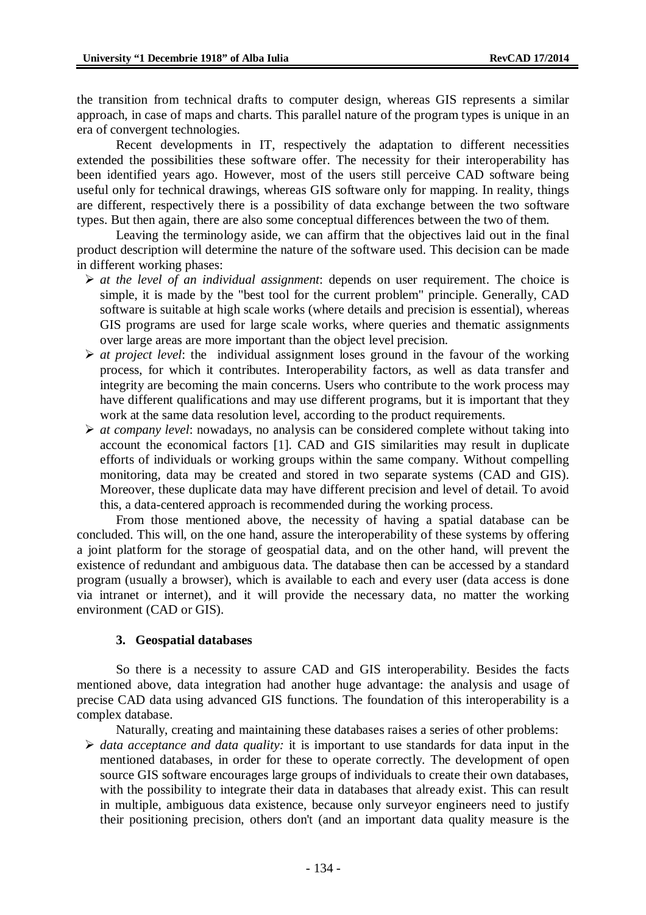the transition from technical drafts to computer design, whereas GIS represents a similar approach, in case of maps and charts. This parallel nature of the program types is unique in an era of convergent technologies.

Recent developments in IT, respectively the adaptation to different necessities extended the possibilities these software offer. The necessity for their interoperability has been identified years ago. However, most of the users still perceive CAD software being useful only for technical drawings, whereas GIS software only for mapping. In reality, things are different, respectively there is a possibility of data exchange between the two software types. But then again, there are also some conceptual differences between the two of them.

Leaving the terminology aside, we can affirm that the objectives laid out in the final product description will determine the nature of the software used. This decision can be made in different working phases:

- *at the level of an individual assignment*: depends on user requirement. The choice is simple, it is made by the "best tool for the current problem" principle. Generally, CAD software is suitable at high scale works (where details and precision is essential), whereas GIS programs are used for large scale works, where queries and thematic assignments over large areas are more important than the object level precision.
- *at project level*: the individual assignment loses ground in the favour of the working process, for which it contributes. Interoperability factors, as well as data transfer and integrity are becoming the main concerns. Users who contribute to the work process may have different qualifications and may use different programs, but it is important that they work at the same data resolution level, according to the product requirements.
- *at company level*: nowadays, no analysis can be considered complete without taking into account the economical factors [1]. CAD and GIS similarities may result in duplicate efforts of individuals or working groups within the same company. Without compelling monitoring, data may be created and stored in two separate systems (CAD and GIS). Moreover, these duplicate data may have different precision and level of detail. To avoid this, a data-centered approach is recommended during the working process.

From those mentioned above, the necessity of having a spatial database can be concluded. This will, on the one hand, assure the interoperability of these systems by offering a joint platform for the storage of geospatial data, and on the other hand, will prevent the existence of redundant and ambiguous data. The database then can be accessed by a standard program (usually a browser), which is available to each and every user (data access is done via intranet or internet), and it will provide the necessary data, no matter the working environment (CAD or GIS).

## 3. Geospatial databases

So there is a necessity to assure CAD and GIS interoperability. Besides the facts mentioned above, data integration had another huge advantage: the analysis and usage of precise CAD data using advanced GIS functions. The foundation of this interoperability is a complex database.

Naturally, creating and maintaining these databases raises a series of other problems:

- *data acceptance and data quality:* it is important to use standards for data input in the mentioned databases, in order for these to operate correctly. The development of open source GIS software encourages large groups of individuals to create their own databases, with the possibility to integrate their data in databases that already exist. This can result in multiple, ambiguous data existence, because only surveyor engineers need to justify their positioning precision, others don't (and an important data quality measure is the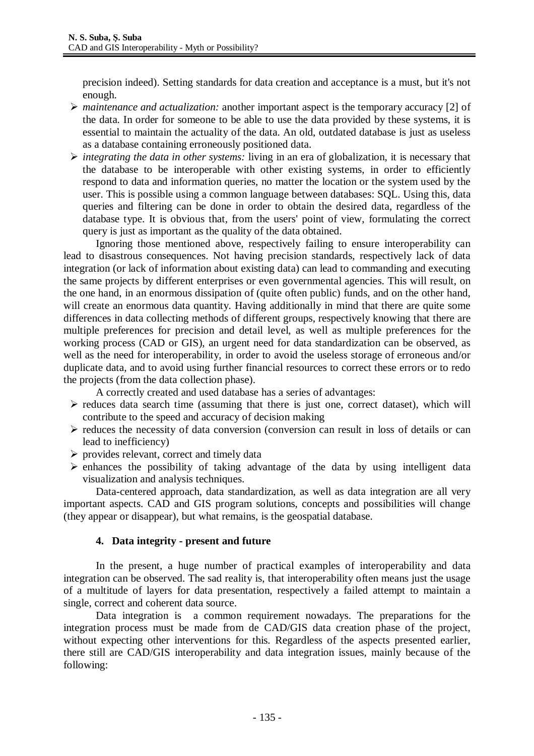precision indeed). Setting standards for data creation and acceptance is a must, but it's not enough.

- *maintenance and actualization:* another important aspect is the temporary accuracy [2] of the data. In order for someone to be able to use the data provided by these systems, it is essential to maintain the actuality of the data. An old, outdated database is just as useless as a database containing erroneously positioned data.
- *integrating the data in other systems:* living in an era of globalization, it is necessary that the database to be interoperable with other existing systems, in order to efficiently respond to data and information queries, no matter the location or the system used by the user. This is possible using a common language between databases: SQL. Using this, data queries and filtering can be done in order to obtain the desired data, regardless of the database type. It is obvious that, from the users' point of view, formulating the correct query is just as important as the quality of the data obtained.

Ignoring those mentioned above, respectively failing to ensure interoperability can lead to disastrous consequences. Not having precision standards, respectively lack of data integration (or lack of information about existing data) can lead to commanding and executing the same projects by different enterprises or even governmental agencies. This will result, on the one hand, in an enormous dissipation of (quite often public) funds, and on the other hand, will create an enormous data quantity. Having additionally in mind that there are quite some differences in data collecting methods of different groups, respectively knowing that there are multiple preferences for precision and detail level, as well as multiple preferences for the working process (CAD or GIS), an urgent need for data standardization can be observed, as well as the need for interoperability, in order to avoid the useless storage of erroneous and/or duplicate data, and to avoid using further financial resources to correct these errors or to redo the projects (from the data collection phase).

A correctly created and used database has a series of advantages:

- reduces data search time (assuming that there is just one, correct dataset), which will contribute to the speed and accuracy of decision making
- reduces the necessity of data conversion (conversion can result in loss of details or can lead to inefficiency)
- provides relevant, correct and timely data
- enhances the possibility of taking advantage of the data by using intelligent data visualization and analysis techniques.

Data-centered approach, data standardization, as well as data integration are all very important aspects. CAD and GIS program solutions, concepts and possibilities will change (they appear or disappear), but what remains, is the geospatial database.

## 4. Data integrity - present and future

In the present, a huge number of practical examples of interoperability and data integration can be observed. The sad reality is, that interoperability often means just the usage of a multitude of layers for data presentation, respectively a failed attempt to maintain a single, correct and coherent data source.

Data integration is a common requirement nowadays. The preparations for the integration process must be made from de CAD/GIS data creation phase of the project, without expecting other interventions for this. Regardless of the aspects presented earlier, there still are CAD/GIS interoperability and data integration issues, mainly because of the following: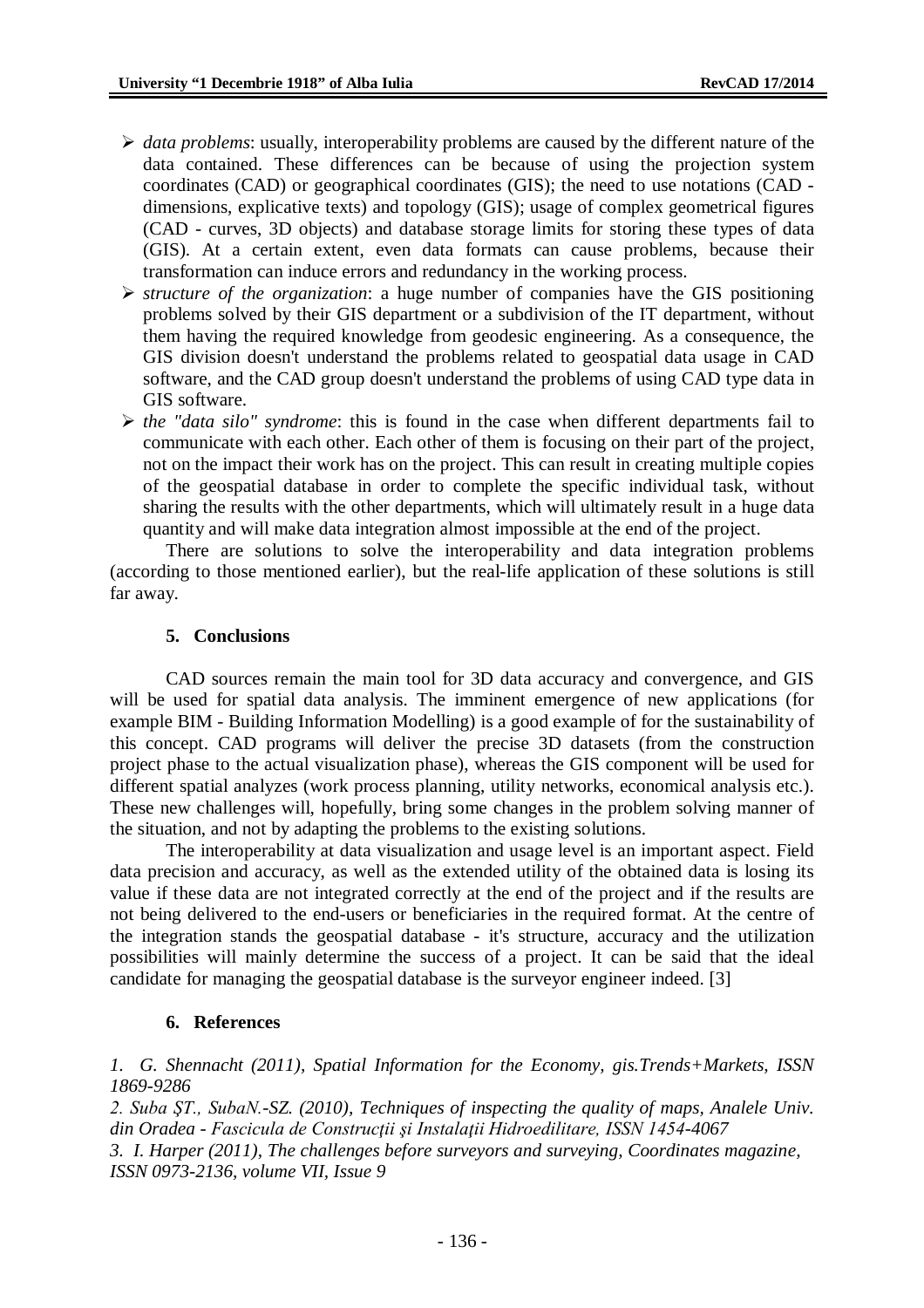- *data problems*: usually, interoperability problems are caused by the different nature of the data contained. These differences can be because of using the projection system coordinates (CAD) or geographical coordinates (GIS); the need to use notations (CAD - dimensions, explicative texts) and topology (GIS); usage of complex geometrical figures (CAD - curves, 3D objects) and database storage limits for storing these types of data (GIS). At a certain extent, even data formats can cause problems, because their transformation can induce errors and redundancy in the working process.
- *structure of the organization*: a huge number of companies have the GIS positioning problems solved by their GIS department or a subdivision of the IT department, without them having the required knowledge from geodesic engineering. As a consequence, the GIS division doesn't understand the problems related to geospatial data usage in CAD software, and the CAD group doesn't understand the problems of using CAD type data in GIS software.
- *the "data silo" syndrome*: this is found in the case when different departments fail to communicate with each other. Each other of them is focusing on their part of the project, not on the impact their work has on the project. This can result in creating multiple copies of the geospatial database in order to complete the specific individual task, without sharing the results with the other departments, which will ultimately result in a huge data quantity and will make data integration almost impossible at the end of the project.

There are solutions to solve the interoperability and data integration problems (according to those mentioned earlier), but the real-life application of these solutions is still far away.

## 5. Conclusions

CAD sources remain the main tool for 3D data accuracy and convergence, and GIS will be used for spatial data analysis. The imminent emergence of new applications (for example BIM - Building Information Modelling) is a good example of for the sustainability of this concept. CAD programs will deliver the precise 3D datasets (from the construction project phase to the actual visualization phase), whereas the GIS component will be used for different spatial analyzes (work process planning, utility networks, economical analysis etc.). These new challenges will, hopefully, bring some changes in the problem solving manner of the situation, and not by adapting the problems to the existing solutions.

The interoperability at data visualization and usage level is an important aspect. Field data precision and accuracy, as well as the extended utility of the obtained data is losing its value if these data are not integrated correctly at the end of the project and if the results are not being delivered to the end-users or beneficiaries in the required format. At the centre of the integration stands the geospatial database - it's structure, accuracy and the utilization possibilities will mainly determine the success of a project. It can be said that the ideal candidate for managing the geospatial database is the surveyor engineer indeed. [3]

## 6. References

*1. G. Shennacht (2011), Spatial Information for the Economy, gis.Trends+Markets, ISSN 1869-9286*

*2. Suba ȘT., SubaN.-SZ. (2010), Techniques of inspecting the quality of maps, Analele Univ. din Oradea - Fascicula de Construcții și Instalații Hidroedilitare, ISSN 1454-4067*

*3. I. Harper (2011), The challenges before surveyors and surveying, Coordinates magazine, ISSN 0973-2136, volume VII, Issue 9*